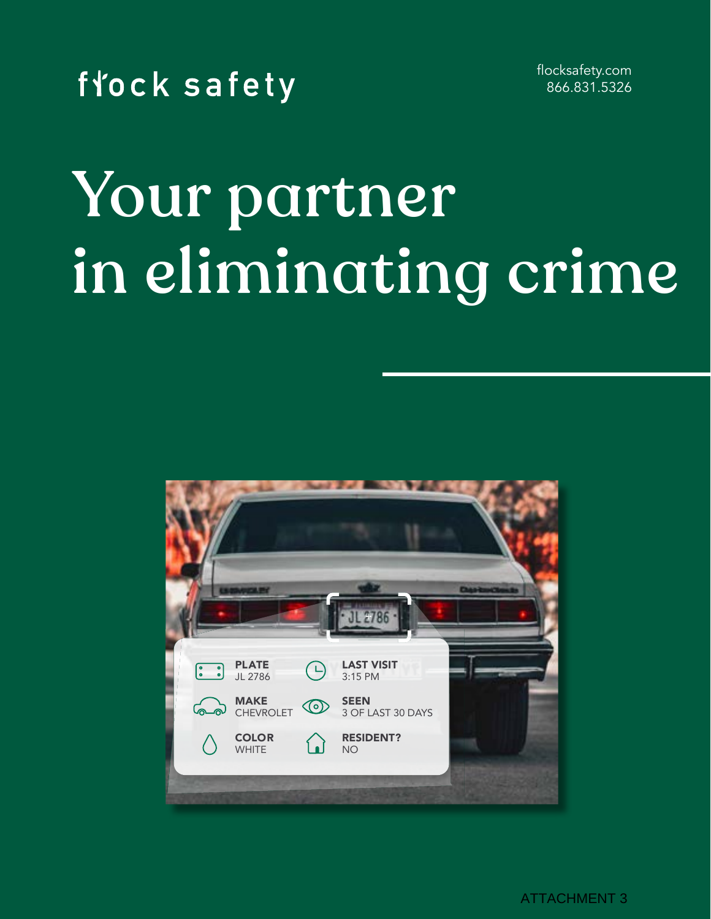flock safety

flocksafety.com
866.831.5326

# Your partner in eliminating crime

| | |
|---|---|
| **PLATE** JL 2786 | **LAST VISIT** 3:15 PM |
| **MAKE** CHEVROLET | **SEEN** 3 OF LAST 30 DAYS |
| **COLOR** WHITE | **RESIDENT?** NO |

ATTACHMENT 3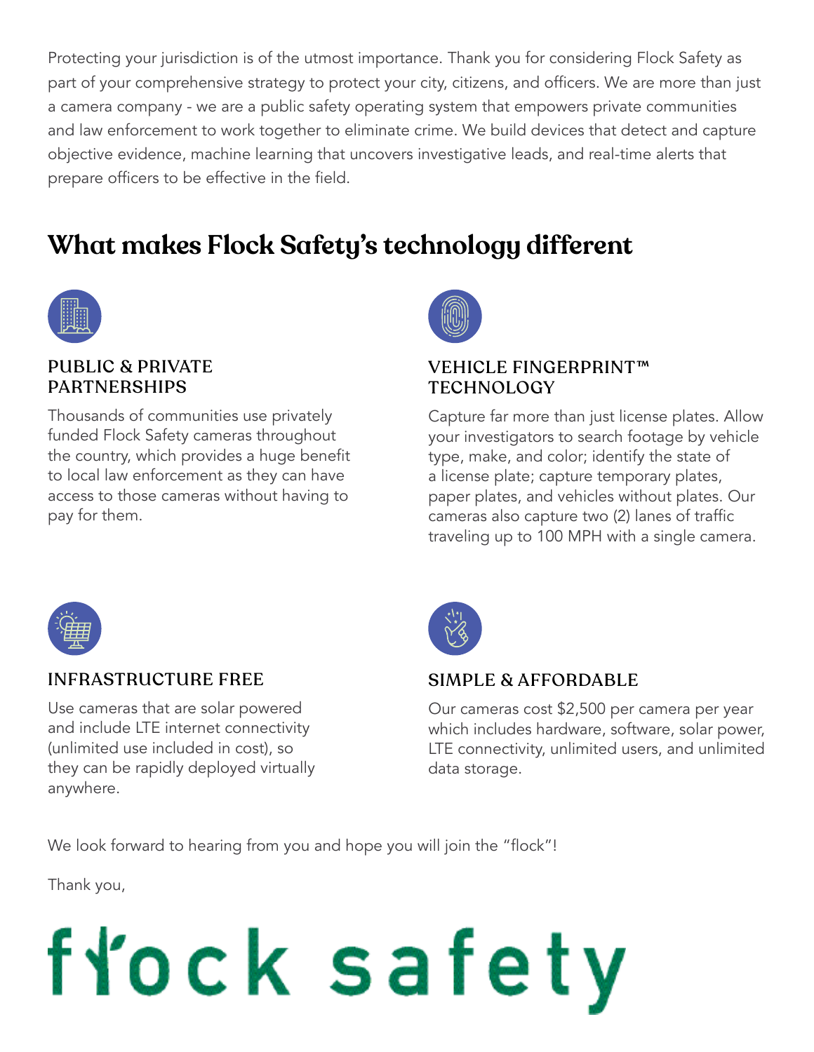Protecting your jurisdiction is of the utmost importance. Thank you for considering Flock Safety as part of your comprehensive strategy to protect your city, citizens, and officers. We are more than just a camera company - we are a public safety operating system that empowers private communities and law enforcement to work together to eliminate crime. We build devices that detect and capture objective evidence, machine learning that uncovers investigative leads, and real-time alerts that prepare officers to be effective in the field.

## What makes Flock Safety's technology different

### PUBLIC & PRIVATE PARTNERSHIPS

Thousands of communities use privately funded Flock Safety cameras throughout the country, which provides a huge benefit to local law enforcement as they can have access to those cameras without having to pay for them.

### VEHICLE FINGERPRINT™ TECHNOLOGY

Capture far more than just license plates. Allow your investigators to search footage by vehicle type, make, and color; identify the state of a license plate; capture temporary plates, paper plates, and vehicles without plates. Our cameras also capture two (2) lanes of traffic traveling up to 100 MPH with a single camera.

### INFRASTRUCTURE FREE

Use cameras that are solar powered and include LTE internet connectivity (unlimited use included in cost), so they can be rapidly deployed virtually anywhere.

### SIMPLE & AFFORDABLE

Our cameras cost $2,500 per camera per year which includes hardware, software, solar power, LTE connectivity, unlimited users, and unlimited data storage.

We look forward to hearing from you and hope you will join the "flock"!

Thank you,

flock safety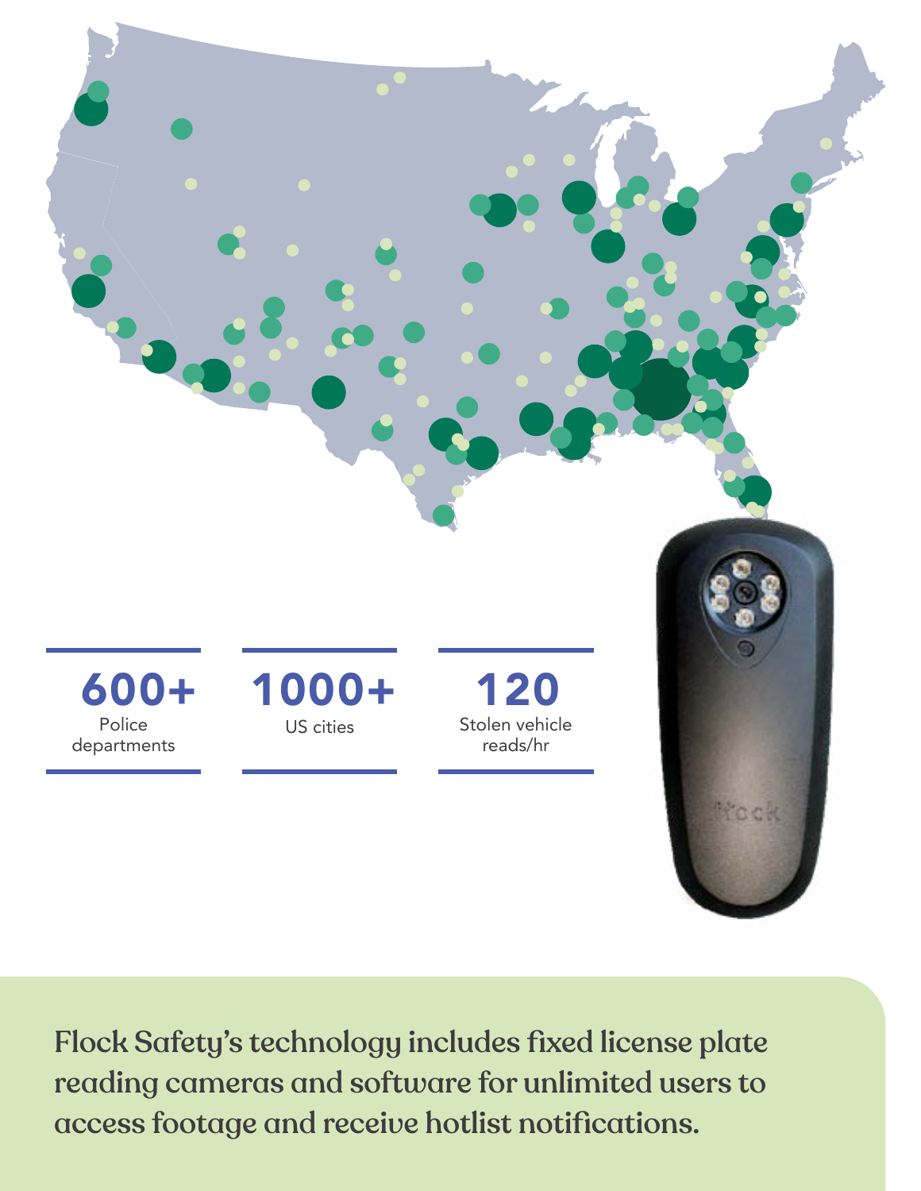**600+**
Police departments

**1000+**
US cities

**120**
Stolen vehicle reads/hr

Flock Safety's technology includes fixed license plate reading cameras and software for unlimited users to access footage and receive hotlist notifications.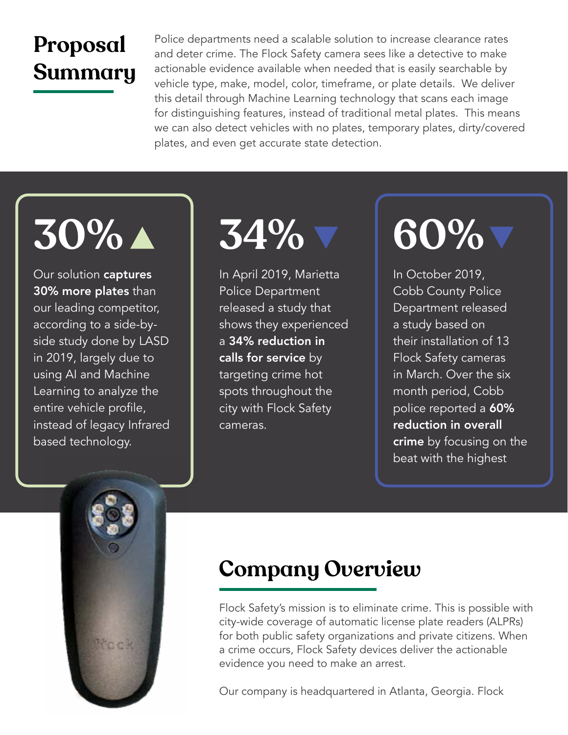# Proposal Summary

Police departments need a scalable solution to increase clearance rates and deter crime. The Flock Safety camera sees like a detective to make actionable evidence available when needed that is easily searchable by vehicle type, make, model, color, timeframe, or plate details. We deliver this detail through Machine Learning technology that scans each image for distinguishing features, instead of traditional metal plates. This means we can also detect vehicles with no plates, temporary plates, dirty/covered plates, and even get accurate state detection.

## 30% ▲

Our solution **captures 30% more plates** than our leading competitor, according to a side-by-side study done by LASD in 2019, largely due to using AI and Machine Learning to analyze the entire vehicle profile, instead of legacy Infrared based technology.

## 34% ▼

In April 2019, Marietta Police Department released a study that shows they experienced a **34% reduction in calls for service** by targeting crime hot spots throughout the city with Flock Safety cameras.

## 60% ▼

In October 2019, Cobb County Police Department released a study based on their installation of 13 Flock Safety cameras in March. Over the six month period, Cobb police reported a **60% reduction in overall crime** by focusing on the beat with the highest

# Company Overview

Flock Safety's mission is to eliminate crime. This is possible with city-wide coverage of automatic license plate readers (ALPRs) for both public safety organizations and private citizens. When a crime occurs, Flock Safety devices deliver the actionable evidence you need to make an arrest.

Our company is headquartered in Atlanta, Georgia. Flock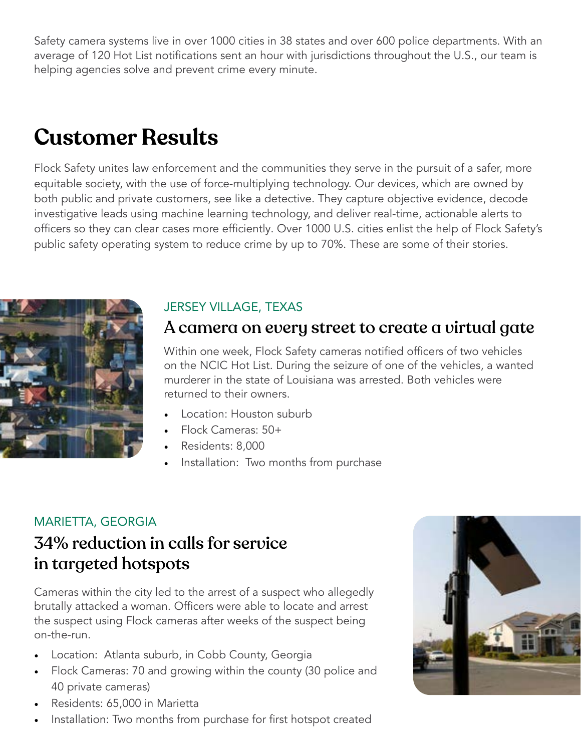Safety camera systems live in over 1000 cities in 38 states and over 600 police departments. With an average of 120 Hot List notifications sent an hour with jurisdictions throughout the U.S., our team is helping agencies solve and prevent crime every minute.

# Customer Results

Flock Safety unites law enforcement and the communities they serve in the pursuit of a safer, more equitable society, with the use of force-multiplying technology. Our devices, which are owned by both public and private customers, see like a detective. They capture objective evidence, decode investigative leads using machine learning technology, and deliver real-time, actionable alerts to officers so they can clear cases more efficiently. Over 1000 U.S. cities enlist the help of Flock Safety's public safety operating system to reduce crime by up to 70%. These are some of their stories.

JERSEY VILLAGE, TEXAS

## A camera on every street to create a virtual gate

Within one week, Flock Safety cameras notified officers of two vehicles on the NCIC Hot List. During the seizure of one of the vehicles, a wanted murderer in the state of Louisiana was arrested. Both vehicles were returned to their owners.

- Location: Houston suburb
- Flock Cameras: 50+
- Residents: 8,000
- Installation: Two months from purchase

MARIETTA, GEORGIA

## 34% reduction in calls for service in targeted hotspots

Cameras within the city led to the arrest of a suspect who allegedly brutally attacked a woman. Officers were able to locate and arrest the suspect using Flock cameras after weeks of the suspect being on-the-run.

- Location: Atlanta suburb, in Cobb County, Georgia
- Flock Cameras: 70 and growing within the county (30 police and 40 private cameras)
- Residents: 65,000 in Marietta
- Installation: Two months from purchase for first hotspot created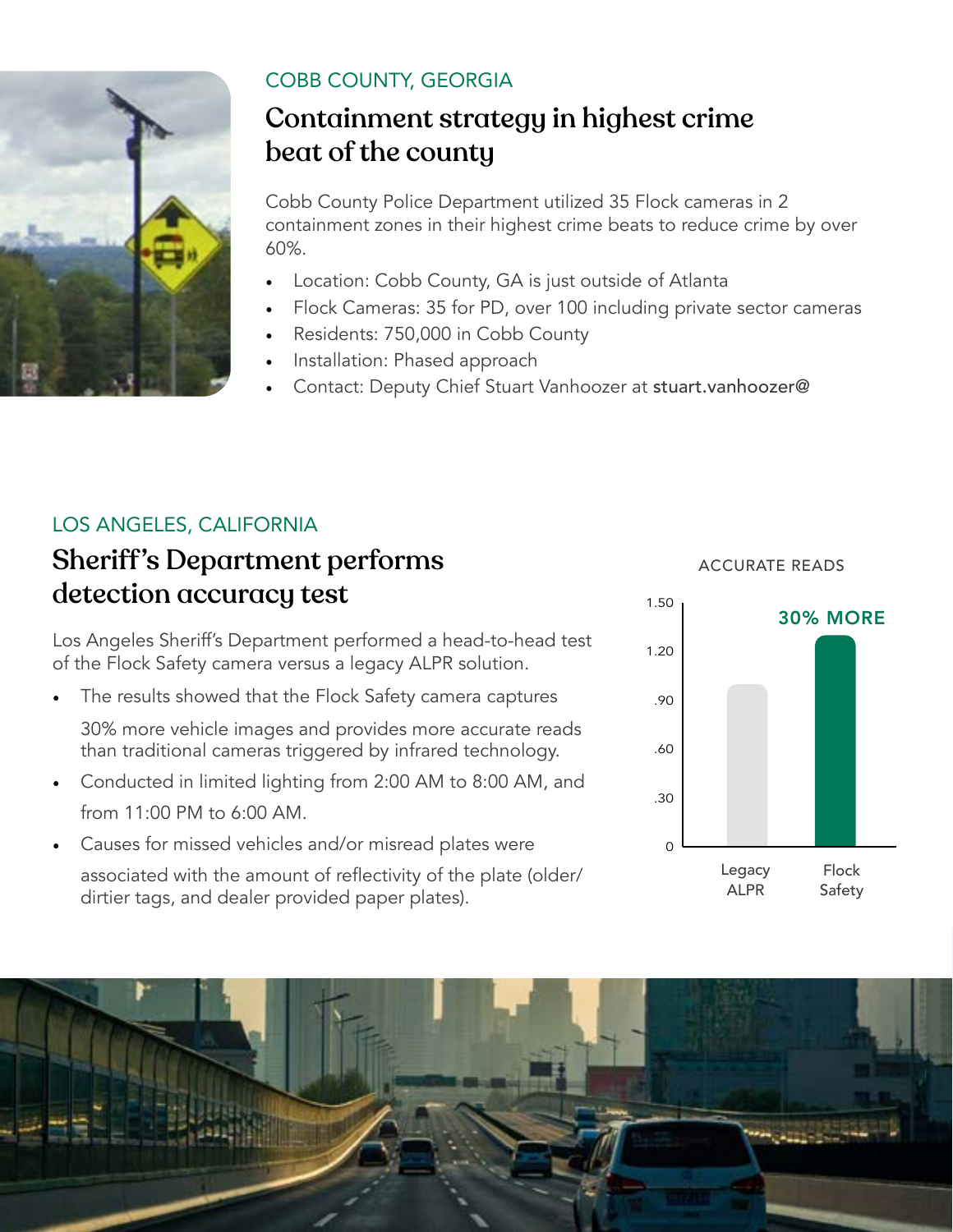COBB COUNTY, GEORGIA

## Containment strategy in highest crime beat of the county

Cobb County Police Department utilized 35 Flock cameras in 2 containment zones in their highest crime beats to reduce crime by over 60%.

- Location: Cobb County, GA is just outside of Atlanta
- Flock Cameras: 35 for PD, over 100 including private sector cameras
- Residents: 750,000 in Cobb County
- Installation: Phased approach
- Contact: Deputy Chief Stuart Vanhoozer at stuart.vanhoozer@

LOS ANGELES, CALIFORNIA

## Sheriff's Department performs detection accuracy test

Los Angeles Sheriff's Department performed a head-to-head test of the Flock Safety camera versus a legacy ALPR solution.

- The results showed that the Flock Safety camera captures 30% more vehicle images and provides more accurate reads than traditional cameras triggered by infrared technology.
- Conducted in limited lighting from 2:00 AM to 8:00 AM, and from 11:00 PM to 6:00 AM.
- Causes for missed vehicles and/or misread plates were associated with the amount of reflectivity of the plate (older/dirtier tags, and dealer provided paper plates).

ACCURATE READS

30% MORE

| | Legacy ALPR | Flock Safety |
|---|---|---|
| Accurate reads | ~1.00 | ~1.30 |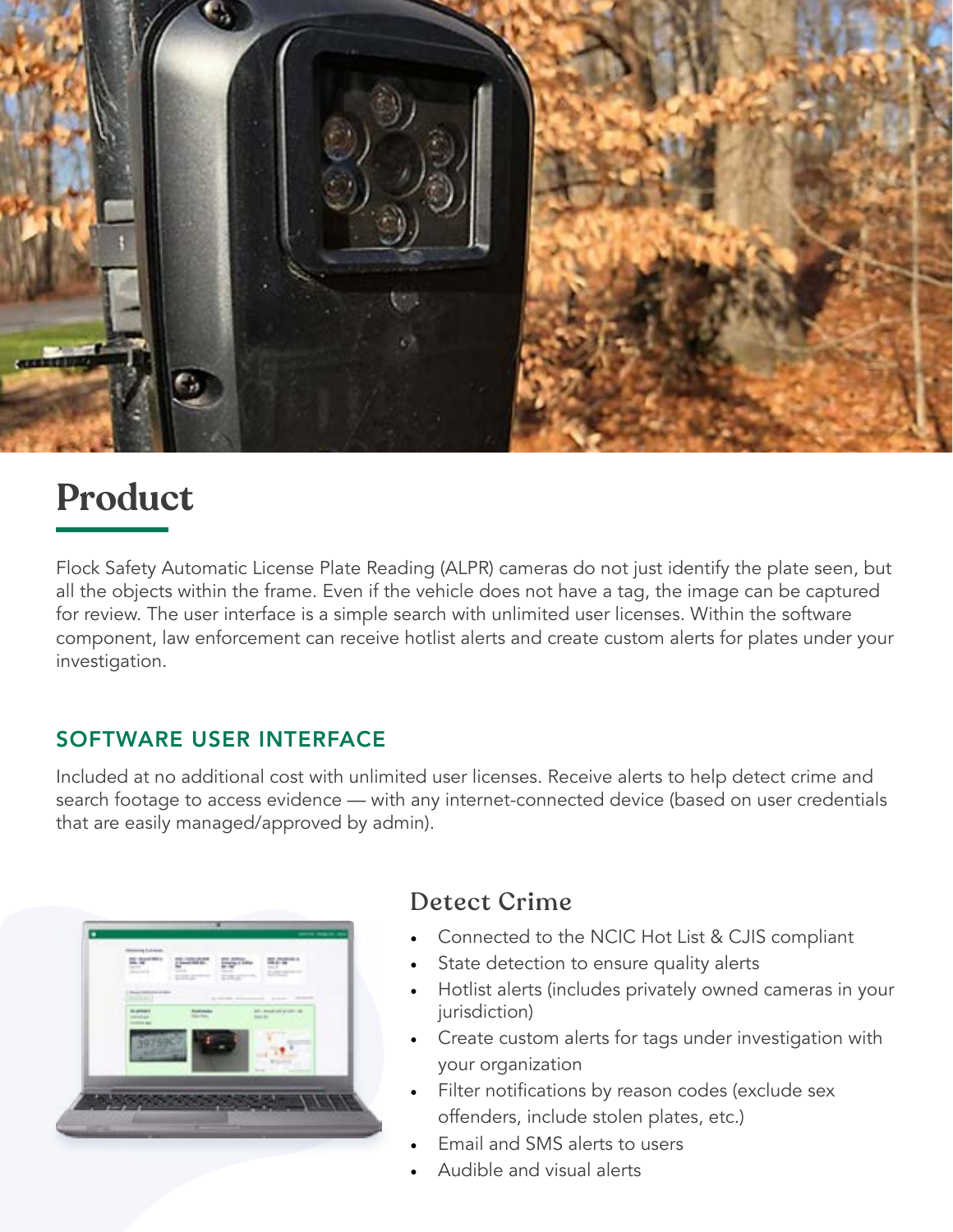# Product

Flock Safety Automatic License Plate Reading (ALPR) cameras do not just identify the plate seen, but all the objects within the frame. Even if the vehicle does not have a tag, the image can be captured for review. The user interface is a simple search with unlimited user licenses. Within the software component, law enforcement can receive hotlist alerts and create custom alerts for plates under your investigation.

## SOFTWARE USER INTERFACE

Included at no additional cost with unlimited user licenses. Receive alerts to help detect crime and search footage to access evidence — with any internet-connected device (based on user credentials that are easily managed/approved by admin).

### Detect Crime

- Connected to the NCIC Hot List & CJIS compliant
- State detection to ensure quality alerts
- Hotlist alerts (includes privately owned cameras in your jurisdiction)
- Create custom alerts for tags under investigation with your organization
- Filter notifications by reason codes (exclude sex offenders, include stolen plates, etc.)
- Email and SMS alerts to users
- Audible and visual alerts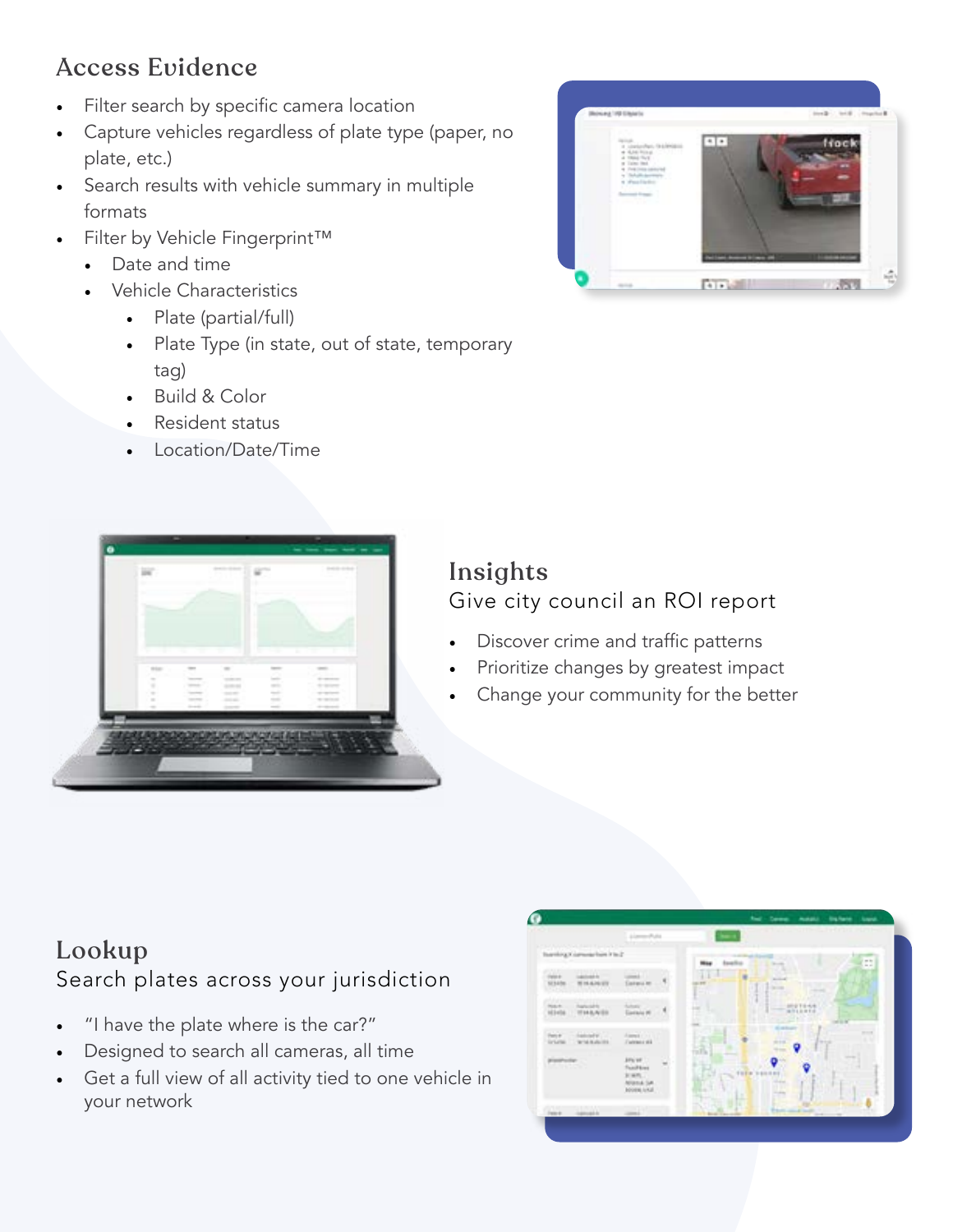## Access Evidence

- Filter search by specific camera location
- Capture vehicles regardless of plate type (paper, no plate, etc.)
- Search results with vehicle summary in multiple formats
- Filter by Vehicle Fingerprint™
  - Date and time
  - Vehicle Characteristics
    - Plate (partial/full)
    - Plate Type (in state, out of state, temporary tag)
    - Build & Color
    - Resident status
    - Location/Date/Time

## Insights

Give city council an ROI report

- Discover crime and traffic patterns
- Prioritize changes by greatest impact
- Change your community for the better

## Lookup

Search plates across your jurisdiction

- "I have the plate where is the car?"
- Designed to search all cameras, all time
- Get a full view of all activity tied to one vehicle in your network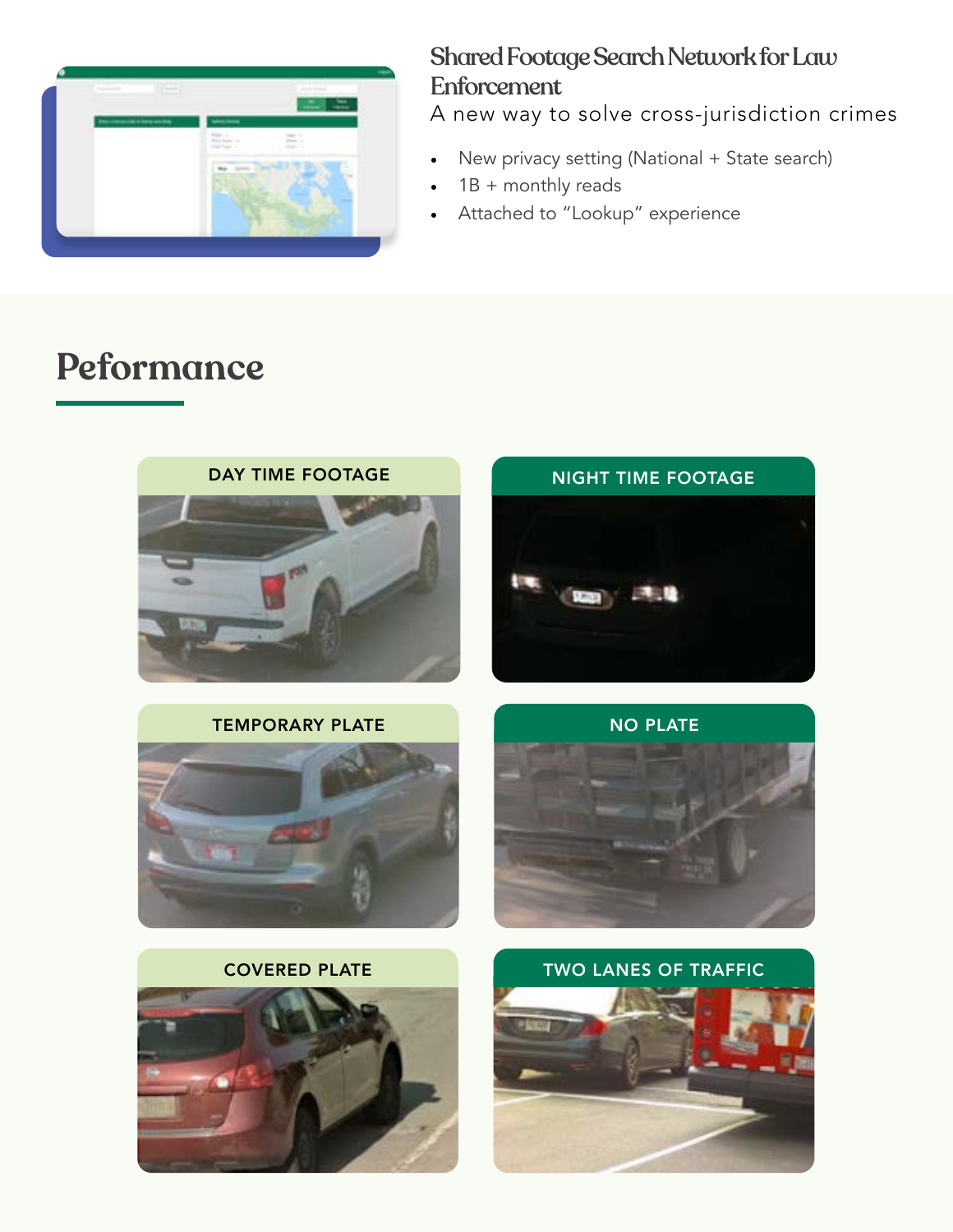## Shared Footage Search Network for Law Enforcement

A new way to solve cross-jurisdiction crimes

- New privacy setting (National + State search)
- 1B + monthly reads
- Attached to "Lookup" experience

# Peformance

DAY TIME FOOTAGE

NIGHT TIME FOOTAGE

TEMPORARY PLATE

NO PLATE

COVERED PLATE

TWO LANES OF TRAFFIC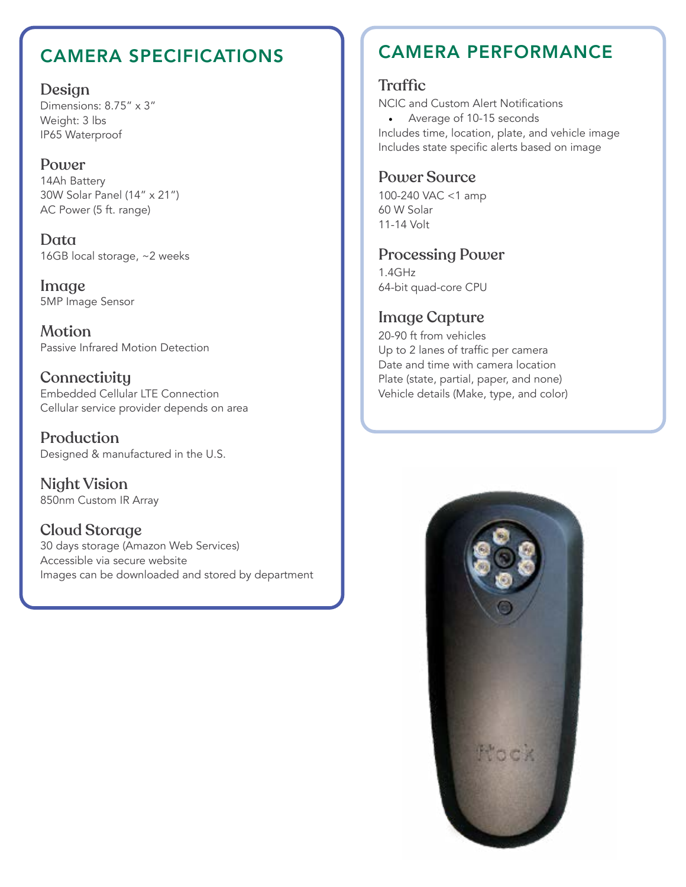## CAMERA SPECIFICATIONS

### Design

Dimensions: 8.75" x 3"
Weight: 3 lbs
IP65 Waterproof

### Power

14Ah Battery
30W Solar Panel (14" x 21")
AC Power (5 ft. range)

### Data

16GB local storage, ~2 weeks

### Image

5MP Image Sensor

### Motion

Passive Infrared Motion Detection

### Connectivity

Embedded Cellular LTE Connection
Cellular service provider depends on area

### Production

Designed & manufactured in the U.S.

### Night Vision

850nm Custom IR Array

### Cloud Storage

30 days storage (Amazon Web Services)
Accessible via secure website
Images can be downloaded and stored by department

## CAMERA PERFORMANCE

### Traffic

NCIC and Custom Alert Notifications

- Average of 10-15 seconds

Includes time, location, plate, and vehicle image
Includes state specific alerts based on image

### Power Source

100-240 VAC <1 amp
60 W Solar
11-14 Volt

### Processing Power

1.4GHz
64-bit quad-core CPU

### Image Capture

20-90 ft from vehicles
Up to 2 lanes of traffic per camera
Date and time with camera location
Plate (state, partial, paper, and none)
Vehicle details (Make, type, and color)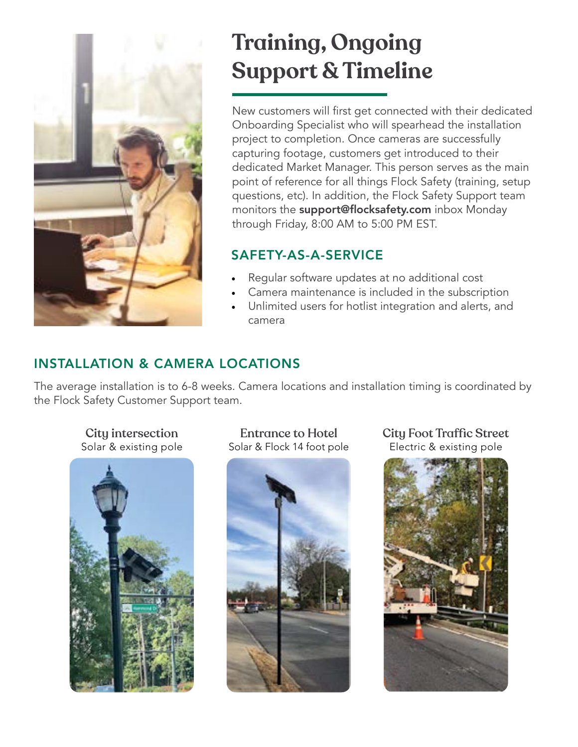# Training, Ongoing Support & Timeline

New customers will first get connected with their dedicated Onboarding Specialist who will spearhead the installation project to completion. Once cameras are successfully capturing footage, customers get introduced to their dedicated Market Manager. This person serves as the main point of reference for all things Flock Safety (training, setup questions, etc). In addition, the Flock Safety Support team monitors the **support@flocksafety.com** inbox Monday through Friday, 8:00 AM to 5:00 PM EST.

## SAFETY-AS-A-SERVICE

- Regular software updates at no additional cost
- Camera maintenance is included in the subscription
- Unlimited users for hotlist integration and alerts, and camera

## INSTALLATION & CAMERA LOCATIONS

The average installation is to 6-8 weeks. Camera locations and installation timing is coordinated by the Flock Safety Customer Support team.

**City intersection**
Solar & existing pole

**Entrance to Hotel**
Solar & Flock 14 foot pole

**City Foot Traffic Street**
Electric & existing pole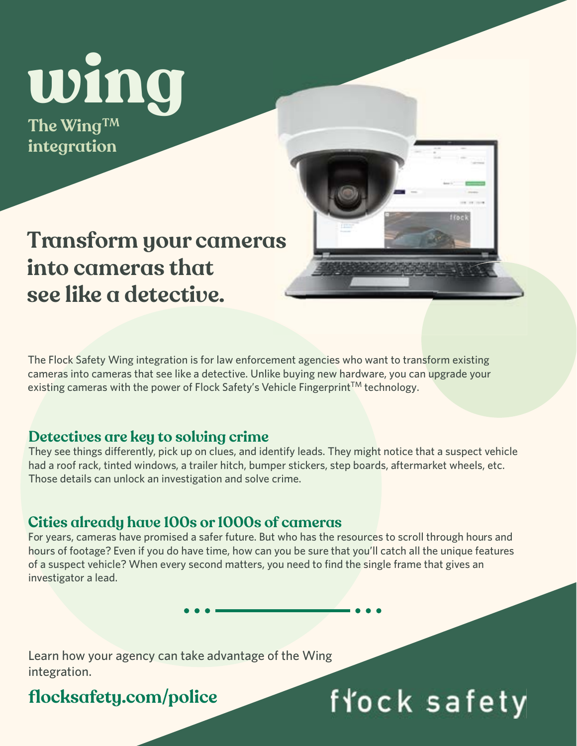# wing

**The Wing™ integration**

## Transform your cameras into cameras that see like a detective.

The Flock Safety Wing integration is for law enforcement agencies who want to transform existing cameras into cameras that see like a detective. Unlike buying new hardware, you can upgrade your existing cameras with the power of Flock Safety's Vehicle Fingerprint™ technology.

### Detectives are key to solving crime

They see things differently, pick up on clues, and identify leads. They might notice that a suspect vehicle had a roof rack, tinted windows, a trailer hitch, bumper stickers, step boards, aftermarket wheels, etc. Those details can unlock an investigation and solve crime.

### Cities already have 100s or 1000s of cameras

For years, cameras have promised a safer future. But who has the resources to scroll through hours and hours of footage? Even if you do have time, how can you be sure that you'll catch all the unique features of a suspect vehicle? When every second matters, you need to find the single frame that gives an investigator a lead.

Learn how your agency can take advantage of the Wing integration.

**flocksafety.com/police**

flock safety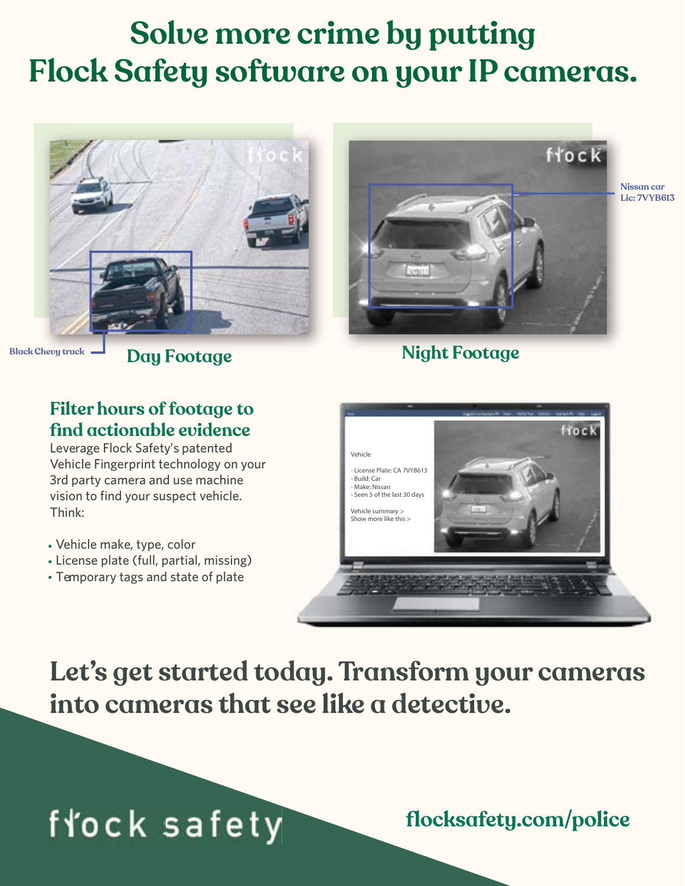# Solve more crime by putting Flock Safety software on your IP cameras.

Black Chevy truck

**Day Footage**

Nissan car
Lic: 7VYB613

**Night Footage**

## Filter hours of footage to find actionable evidence

Leverage Flock Safety's patented Vehicle Fingerprint technology on your 3rd party camera and use machine vision to find your suspect vehicle. Think:

- Vehicle make, type, color
- License plate (full, partial, missing)
- Temporary tags and state of plate

Vehicle

- License Plate: CA 7VYB613
- Build: Car
- Make: Nissan
- Seen 5 of the last 30 days

Vehicle summary >
Show more like this >

## Let's get started today. Transform your cameras into cameras that see like a detective.

flock safety

**flocksafety.com/police**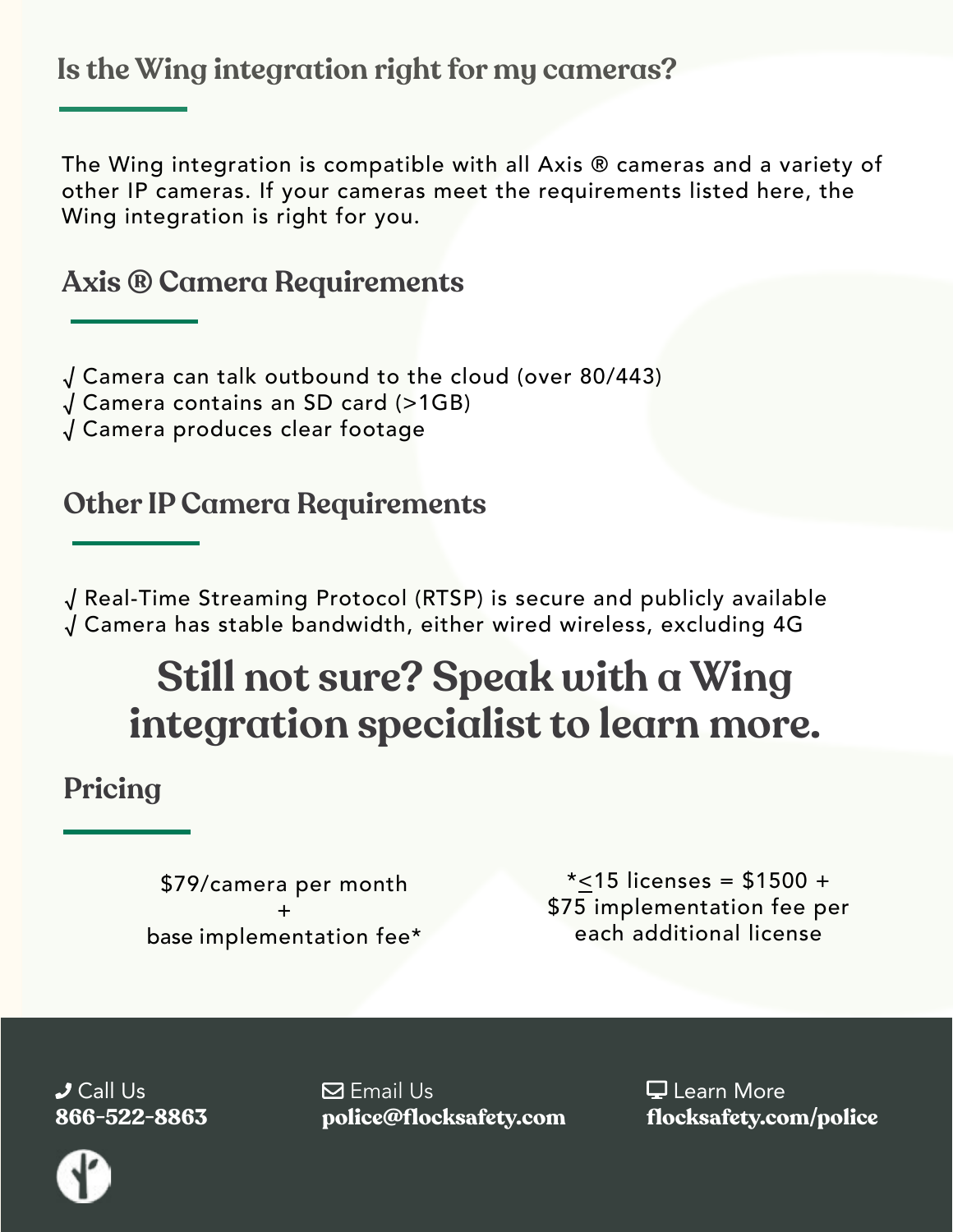## Is the Wing integration right for my cameras?

The Wing integration is compatible with all Axis ® cameras and a variety of other IP cameras. If your cameras meet the requirements listed here, the Wing integration is right for you.

### Axis ® Camera Requirements

√ Camera can talk outbound to the cloud (over 80/443)
√ Camera contains an SD card (>1GB)
√ Camera produces clear footage

### Other IP Camera Requirements

√ Real-Time Streaming Protocol (RTSP) is secure and publicly available
√ Camera has stable bandwidth, either wired wireless, excluding 4G

## Still not sure? Speak with a Wing integration specialist to learn more.

### Pricing

$79/camera per month
+
base implementation fee*

*≤15 licenses = $1500 + $75 implementation fee per each additional license

Call Us
**866-522-8863**

Email Us
**police@flocksafety.com**

Learn More
**flocksafety.com/police**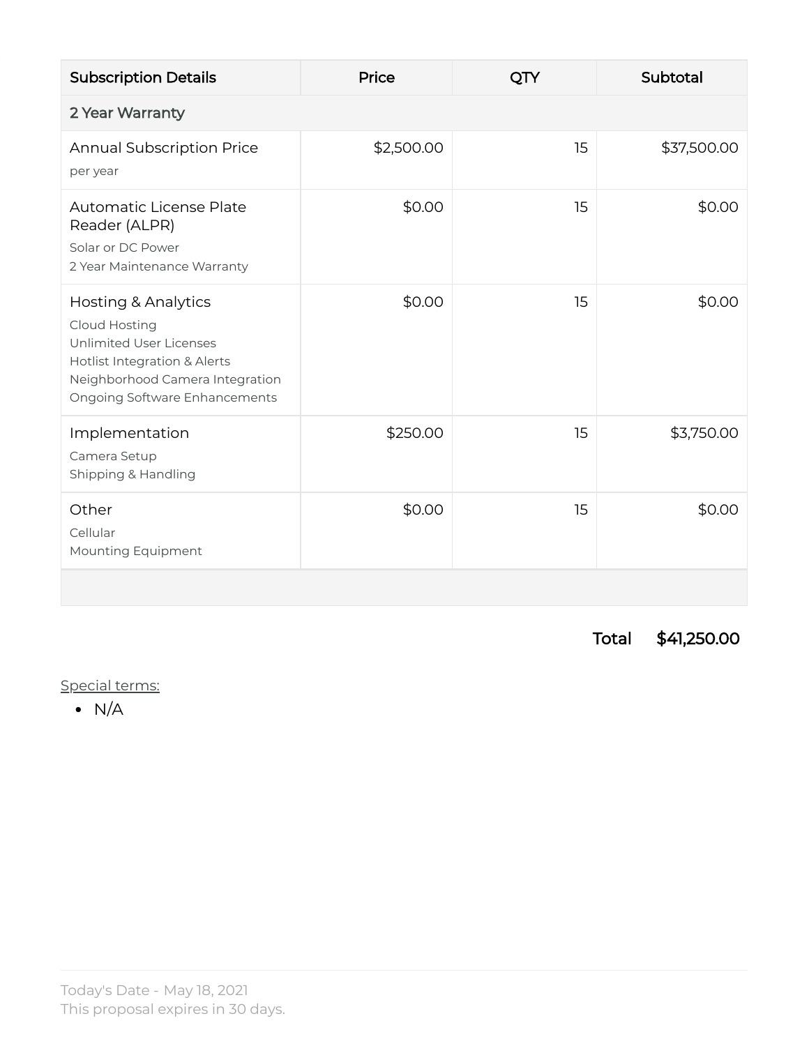| Subscription Details | Price | QTY | Subtotal |
|---|---|---|---|
| 2 Year Warranty | | | |
| Annual Subscription Price<br>per year | $2,500.00 | 15 | $37,500.00 |
| Automatic License Plate Reader (ALPR)<br>Solar or DC Power<br>2 Year Maintenance Warranty | $0.00 | 15 | $0.00 |
| Hosting & Analytics<br>Cloud Hosting<br>Unlimited User Licenses<br>Hotlist Integration & Alerts<br>Neighborhood Camera Integration<br>Ongoing Software Enhancements | $0.00 | 15 | $0.00 |
| Implementation<br>Camera Setup<br>Shipping & Handling | $250.00 | 15 | $3,750.00 |
| Other<br>Cellular<br>Mounting Equipment | $0.00 | 15 | $0.00 |

**Total $41,250.00**

Special terms:

- N/A

Today's Date - May 18, 2021
This proposal expires in 30 days.